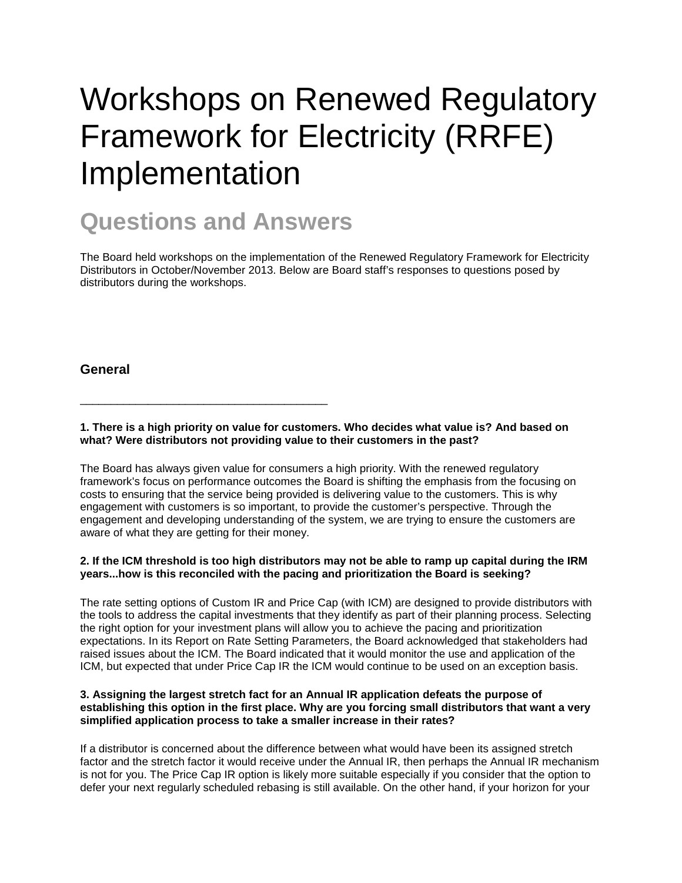# Workshops on Renewed Regulatory Framework for Electricity (RRFE) Implementation

## Questions and Answers

The Board held workshops on the implementation of the Renewed Regulatory Framework for Electricity Distributors in October/November 2013. Below are Board staff's responses to questions posed by distributors during the workshops.

### General

---

**1. There is a high priority on value for customers. Who decides what value is? And based on what? Were distributors not providing value to their customers in the past?**

The Board has always given value for consumers a high priority. With the renewed regulatory framework's focus on performance outcomes the Board is shifting the emphasis from the focusing on costs to ensuring that the service being provided is delivering value to the customers. This is why engagement with customers is so important, to provide the customer's perspective. Through the engagement and developing understanding of the system, we are trying to ensure the customers are aware of what they are getting for their money.

**2. If the ICM threshold is too high distributors may not be able to ramp up capital during the IRM years...how is this reconciled with the pacing and prioritization the Board is seeking?**

The rate setting options of Custom IR and Price Cap (with ICM) are designed to provide distributors with the tools to address the capital investments that they identify as part of their planning process. Selecting the right option for your investment plans will allow you to achieve the pacing and prioritization expectations. In its Report on Rate Setting Parameters, the Board acknowledged that stakeholders had raised issues about the ICM. The Board indicated that it would monitor the use and application of the ICM, but expected that under Price Cap IR the ICM would continue to be used on an exception basis.

**3. Assigning the largest stretch fact for an Annual IR application defeats the purpose of establishing this option in the first place. Why are you forcing small distributors that want a very simplified application process to take a smaller increase in their rates?**

If a distributor is concerned about the difference between what would have been its assigned stretch factor and the stretch factor it would receive under the Annual IR, then perhaps the Annual IR mechanism is not for you. The Price Cap IR option is likely more suitable especially if you consider that the option to defer your next regularly scheduled rebasing is still available. On the other hand, if your horizon for your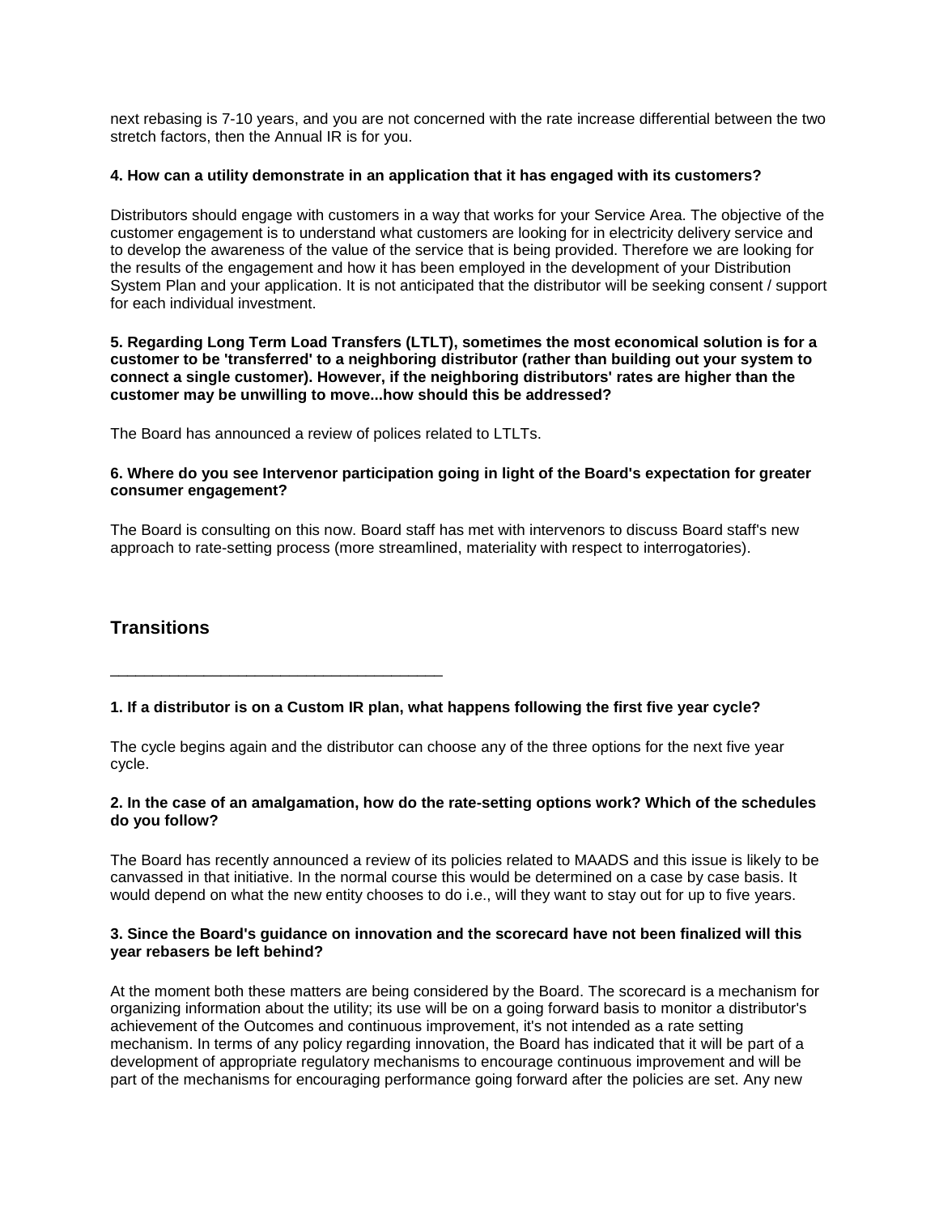next rebasing is 7-10 years, and you are not concerned with the rate increase differential between the two stretch factors, then the Annual IR is for you.

**4. How can a utility demonstrate in an application that it has engaged with its customers?**

Distributors should engage with customers in a way that works for your Service Area. The objective of the customer engagement is to understand what customers are looking for in electricity delivery service and to develop the awareness of the value of the service that is being provided. Therefore we are looking for the results of the engagement and how it has been employed in the development of your Distribution System Plan and your application. It is not anticipated that the distributor will be seeking consent / support for each individual investment.

**5. Regarding Long Term Load Transfers (LTLT), sometimes the most economical solution is for a customer to be 'transferred' to a neighboring distributor (rather than building out your system to connect a single customer). However, if the neighboring distributors' rates are higher than the customer may be unwilling to move...how should this be addressed?**

The Board has announced a review of polices related to LTLTs.

**6. Where do you see Intervenor participation going in light of the Board's expectation for greater consumer engagement?**

The Board is consulting on this now. Board staff has met with intervenors to discuss Board staff's new approach to rate-setting process (more streamlined, materiality with respect to interrogatories).

## Transitions

---

**1. If a distributor is on a Custom IR plan, what happens following the first five year cycle?**

The cycle begins again and the distributor can choose any of the three options for the next five year cycle.

**2. In the case of an amalgamation, how do the rate-setting options work? Which of the schedules do you follow?**

The Board has recently announced a review of its policies related to MAADS and this issue is likely to be canvassed in that initiative. In the normal course this would be determined on a case by case basis. It would depend on what the new entity chooses to do i.e., will they want to stay out for up to five years.

**3. Since the Board's guidance on innovation and the scorecard have not been finalized will this year rebasers be left behind?**

At the moment both these matters are being considered by the Board. The scorecard is a mechanism for organizing information about the utility; its use will be on a going forward basis to monitor a distributor's achievement of the Outcomes and continuous improvement, it's not intended as a rate setting mechanism. In terms of any policy regarding innovation, the Board has indicated that it will be part of a development of appropriate regulatory mechanisms to encourage continuous improvement and will be part of the mechanisms for encouraging performance going forward after the policies are set. Any new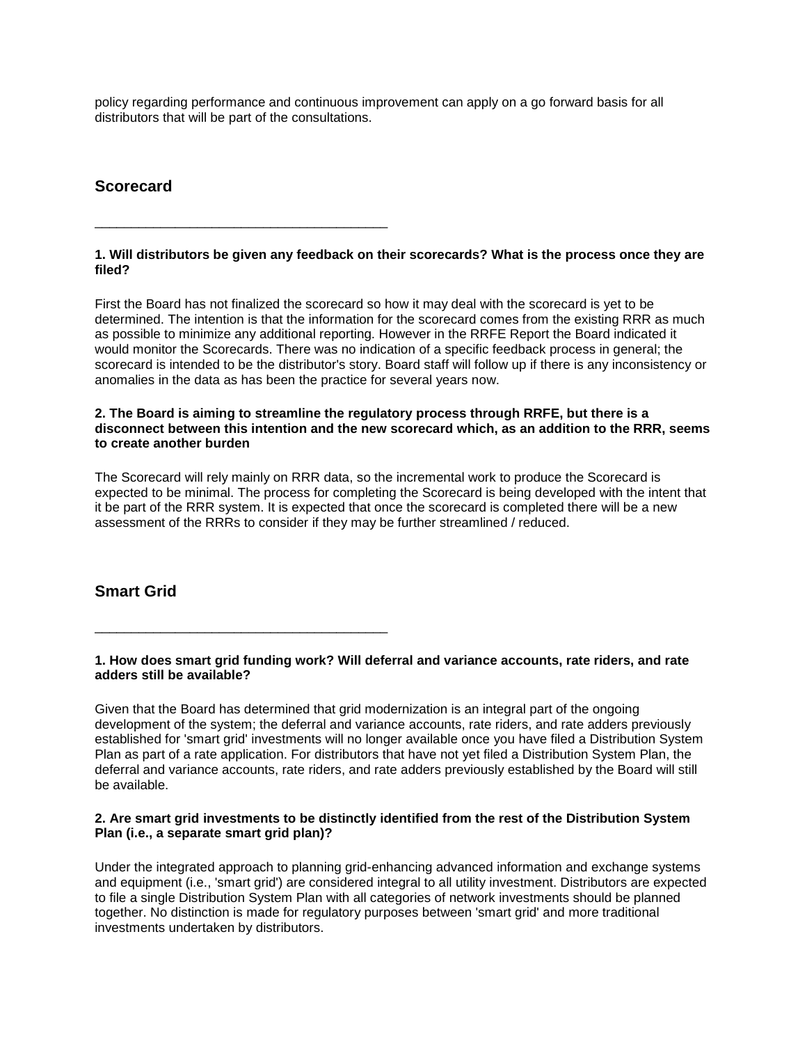policy regarding performance and continuous improvement can apply on a go forward basis for all distributors that will be part of the consultations.

## Scorecard

---

**1. Will distributors be given any feedback on their scorecards? What is the process once they are filed?**

First the Board has not finalized the scorecard so how it may deal with the scorecard is yet to be determined. The intention is that the information for the scorecard comes from the existing RRR as much as possible to minimize any additional reporting. However in the RRFE Report the Board indicated it would monitor the Scorecards. There was no indication of a specific feedback process in general; the scorecard is intended to be the distributor's story. Board staff will follow up if there is any inconsistency or anomalies in the data as has been the practice for several years now.

**2. The Board is aiming to streamline the regulatory process through RRFE, but there is a disconnect between this intention and the new scorecard which, as an addition to the RRR, seems to create another burden**

The Scorecard will rely mainly on RRR data, so the incremental work to produce the Scorecard is expected to be minimal. The process for completing the Scorecard is being developed with the intent that it be part of the RRR system. It is expected that once the scorecard is completed there will be a new assessment of the RRRs to consider if they may be further streamlined / reduced.

## Smart Grid

---

**1. How does smart grid funding work? Will deferral and variance accounts, rate riders, and rate adders still be available?**

Given that the Board has determined that grid modernization is an integral part of the ongoing development of the system; the deferral and variance accounts, rate riders, and rate adders previously established for 'smart grid' investments will no longer available once you have filed a Distribution System Plan as part of a rate application. For distributors that have not yet filed a Distribution System Plan, the deferral and variance accounts, rate riders, and rate adders previously established by the Board will still be available.

**2. Are smart grid investments to be distinctly identified from the rest of the Distribution System Plan (i.e., a separate smart grid plan)?**

Under the integrated approach to planning grid-enhancing advanced information and exchange systems and equipment (i.e., 'smart grid') are considered integral to all utility investment. Distributors are expected to file a single Distribution System Plan with all categories of network investments should be planned together. No distinction is made for regulatory purposes between 'smart grid' and more traditional investments undertaken by distributors.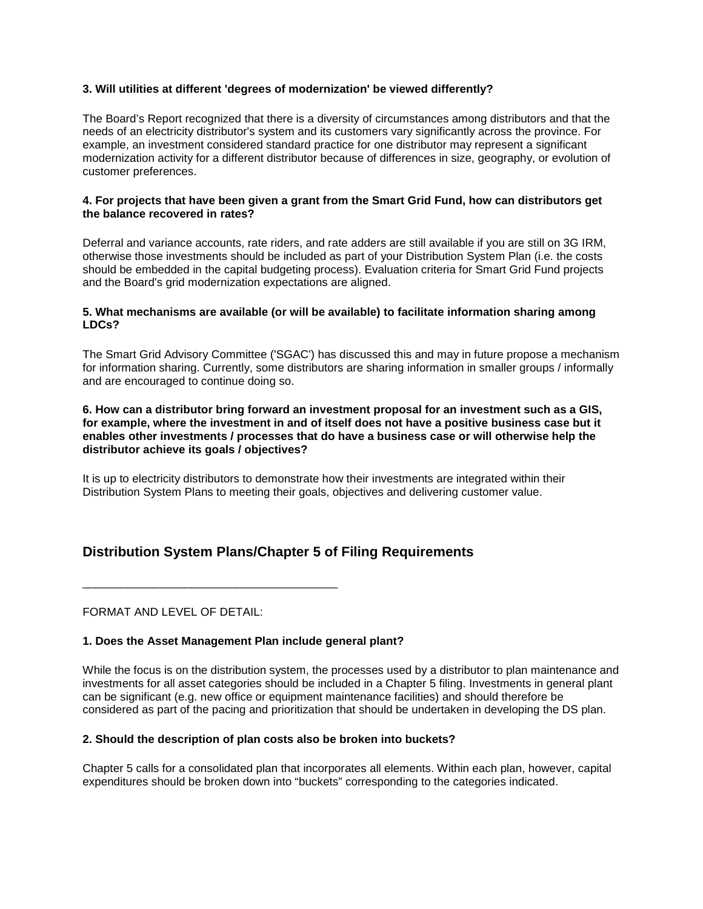**3. Will utilities at different 'degrees of modernization' be viewed differently?**

The Board's Report recognized that there is a diversity of circumstances among distributors and that the needs of an electricity distributor's system and its customers vary significantly across the province. For example, an investment considered standard practice for one distributor may represent a significant modernization activity for a different distributor because of differences in size, geography, or evolution of customer preferences.

**4. For projects that have been given a grant from the Smart Grid Fund, how can distributors get the balance recovered in rates?**

Deferral and variance accounts, rate riders, and rate adders are still available if you are still on 3G IRM, otherwise those investments should be included as part of your Distribution System Plan (i.e. the costs should be embedded in the capital budgeting process). Evaluation criteria for Smart Grid Fund projects and the Board's grid modernization expectations are aligned.

**5. What mechanisms are available (or will be available) to facilitate information sharing among LDCs?**

The Smart Grid Advisory Committee ('SGAC') has discussed this and may in future propose a mechanism for information sharing. Currently, some distributors are sharing information in smaller groups / informally and are encouraged to continue doing so.

**6. How can a distributor bring forward an investment proposal for an investment such as a GIS, for example, where the investment in and of itself does not have a positive business case but it enables other investments / processes that do have a business case or will otherwise help the distributor achieve its goals / objectives?**

It is up to electricity distributors to demonstrate how their investments are integrated within their Distribution System Plans to meeting their goals, objectives and delivering customer value.

## Distribution System Plans/Chapter 5 of Filing Requirements

---

FORMAT AND LEVEL OF DETAIL:

**1. Does the Asset Management Plan include general plant?**

While the focus is on the distribution system, the processes used by a distributor to plan maintenance and investments for all asset categories should be included in a Chapter 5 filing. Investments in general plant can be significant (e.g. new office or equipment maintenance facilities) and should therefore be considered as part of the pacing and prioritization that should be undertaken in developing the DS plan.

**2. Should the description of plan costs also be broken into buckets?**

Chapter 5 calls for a consolidated plan that incorporates all elements. Within each plan, however, capital expenditures should be broken down into "buckets" corresponding to the categories indicated.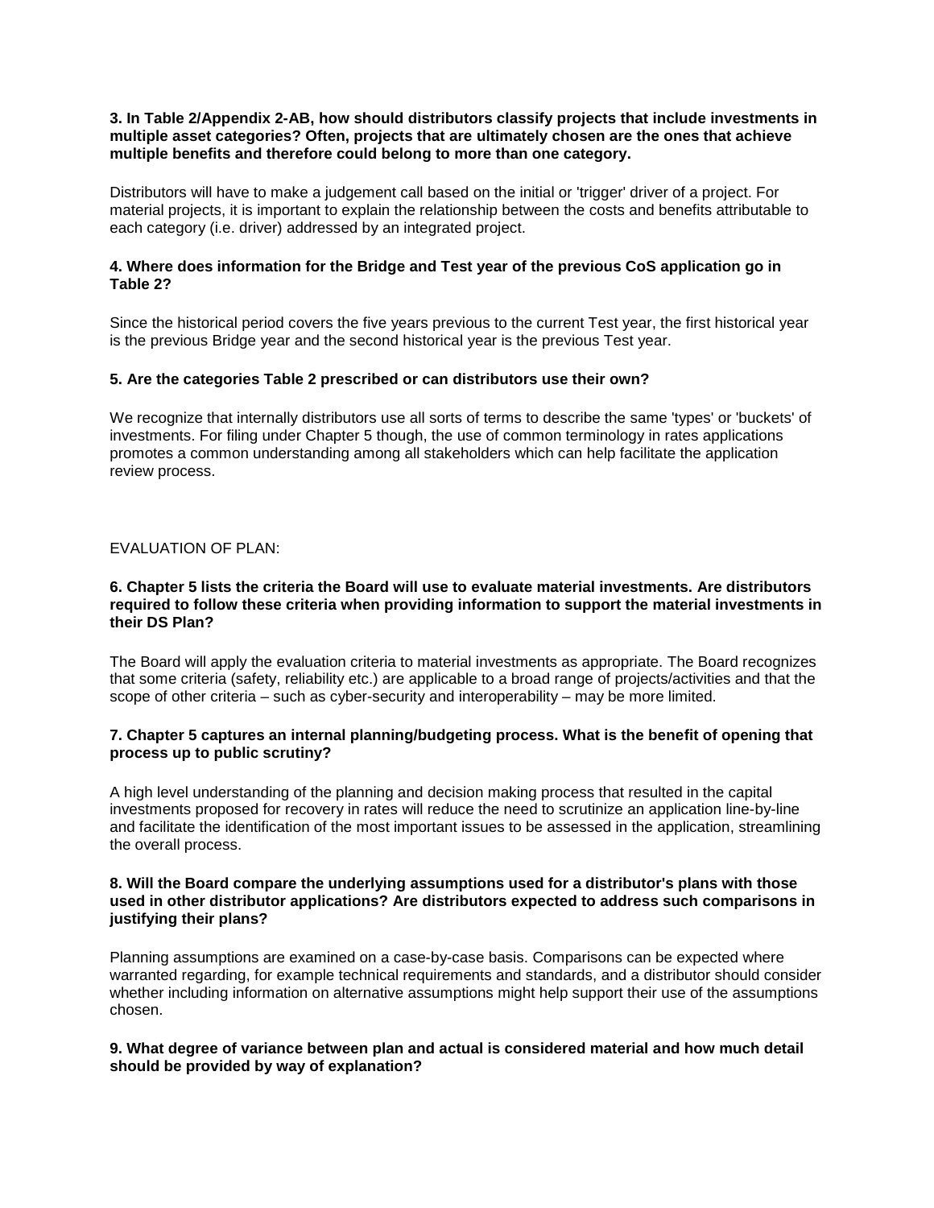**3. In Table 2/Appendix 2-AB, how should distributors classify projects that include investments in multiple asset categories? Often, projects that are ultimately chosen are the ones that achieve multiple benefits and therefore could belong to more than one category.**

Distributors will have to make a judgement call based on the initial or 'trigger' driver of a project. For material projects, it is important to explain the relationship between the costs and benefits attributable to each category (i.e. driver) addressed by an integrated project.

**4. Where does information for the Bridge and Test year of the previous CoS application go in Table 2?**

Since the historical period covers the five years previous to the current Test year, the first historical year is the previous Bridge year and the second historical year is the previous Test year.

**5. Are the categories Table 2 prescribed or can distributors use their own?**

We recognize that internally distributors use all sorts of terms to describe the same 'types' or 'buckets' of investments. For filing under Chapter 5 though, the use of common terminology in rates applications promotes a common understanding among all stakeholders which can help facilitate the application review process.

EVALUATION OF PLAN:

**6. Chapter 5 lists the criteria the Board will use to evaluate material investments. Are distributors required to follow these criteria when providing information to support the material investments in their DS Plan?**

The Board will apply the evaluation criteria to material investments as appropriate. The Board recognizes that some criteria (safety, reliability etc.) are applicable to a broad range of projects/activities and that the scope of other criteria – such as cyber-security and interoperability – may be more limited.

**7. Chapter 5 captures an internal planning/budgeting process. What is the benefit of opening that process up to public scrutiny?**

A high level understanding of the planning and decision making process that resulted in the capital investments proposed for recovery in rates will reduce the need to scrutinize an application line-by-line and facilitate the identification of the most important issues to be assessed in the application, streamlining the overall process.

**8. Will the Board compare the underlying assumptions used for a distributor's plans with those used in other distributor applications? Are distributors expected to address such comparisons in justifying their plans?**

Planning assumptions are examined on a case-by-case basis. Comparisons can be expected where warranted regarding, for example technical requirements and standards, and a distributor should consider whether including information on alternative assumptions might help support their use of the assumptions chosen.

**9. What degree of variance between plan and actual is considered material and how much detail should be provided by way of explanation?**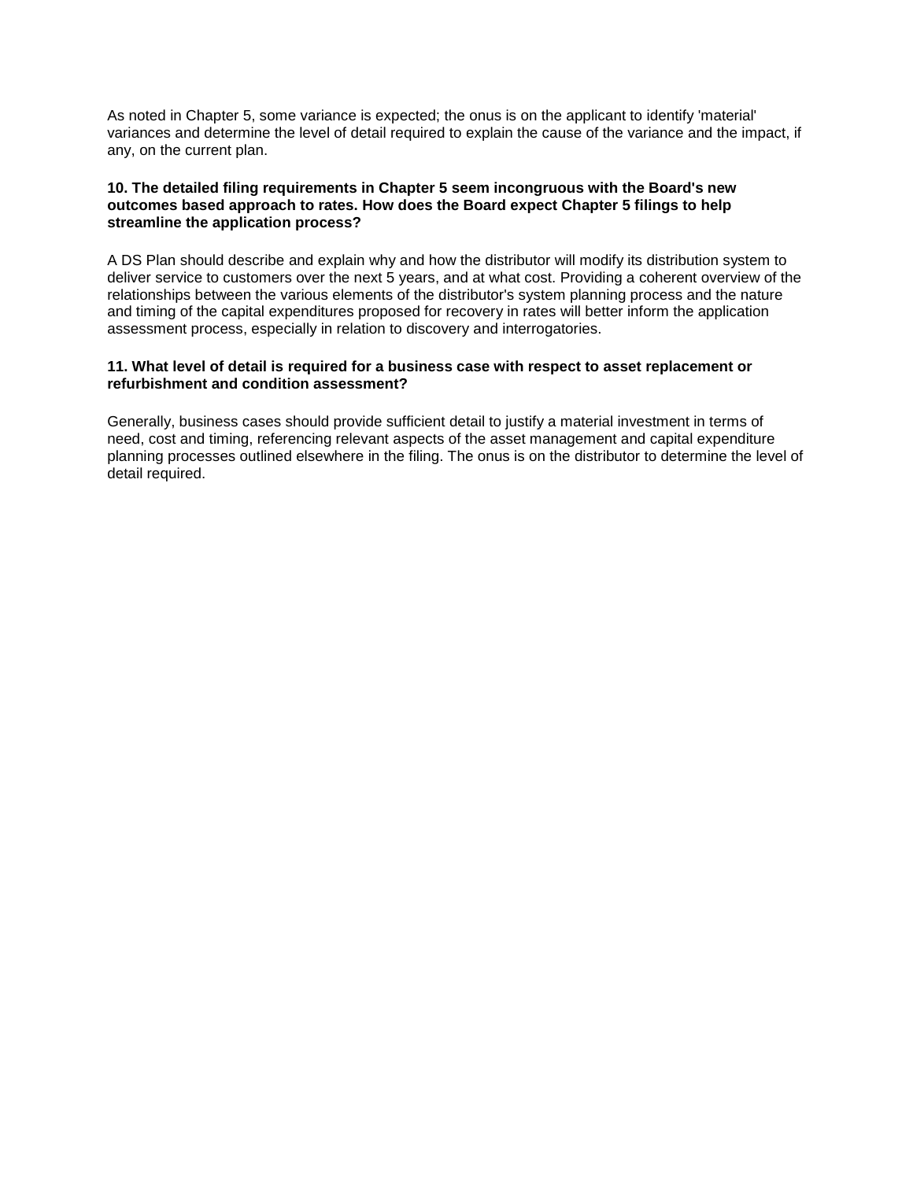As noted in Chapter 5, some variance is expected; the onus is on the applicant to identify 'material' variances and determine the level of detail required to explain the cause of the variance and the impact, if any, on the current plan.

**10. The detailed filing requirements in Chapter 5 seem incongruous with the Board's new outcomes based approach to rates. How does the Board expect Chapter 5 filings to help streamline the application process?**

A DS Plan should describe and explain why and how the distributor will modify its distribution system to deliver service to customers over the next 5 years, and at what cost. Providing a coherent overview of the relationships between the various elements of the distributor's system planning process and the nature and timing of the capital expenditures proposed for recovery in rates will better inform the application assessment process, especially in relation to discovery and interrogatories.

**11. What level of detail is required for a business case with respect to asset replacement or refurbishment and condition assessment?**

Generally, business cases should provide sufficient detail to justify a material investment in terms of need, cost and timing, referencing relevant aspects of the asset management and capital expenditure planning processes outlined elsewhere in the filing. The onus is on the distributor to determine the level of detail required.